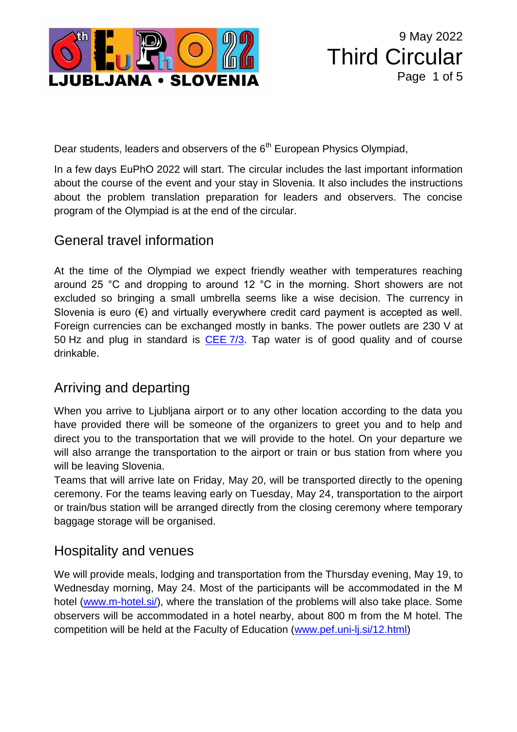9 May 2022

# Third Circular

Dear students, leaders and observers of the 6th European Physics Olympiad,

In a few days EuPhO 2022 will start. The circular includes the last important information about the course of the event and your stay in Slovenia. It also includes the instructions about the problem translation preparation for leaders and observers. The concise program of the Olympiad is at the end of the circular.

## General travel information

At the time of the Olympiad we expect friendly weather with temperatures reaching around 25 °C and dropping to around 12 °C in the morning. Short showers are not excluded so bringing a small umbrella seems like a wise decision. The currency in Slovenia is euro (€) and virtually everywhere credit card payment is accepted as well. Foreign currencies can be exchanged mostly in banks. The power outlets are 230 V at 50 Hz and plug in standard is CEE 7/3. Tap water is of good quality and of course drinkable.

## Arriving and departing

When you arrive to Ljubljana airport or to any other location according to the data you have provided there will be someone of the organizers to greet you and to help and direct you to the transportation that we will provide to the hotel. On your departure we will also arrange the transportation to the airport or train or bus station from where you will be leaving Slovenia.

Teams that will arrive late on Friday, May 20, will be transported directly to the opening ceremony. For the teams leaving early on Tuesday, May 24, transportation to the airport or train/bus station will be arranged directly from the closing ceremony where temporary baggage storage will be organised.

## Hospitality and venues

We will provide meals, lodging and transportation from the Thursday evening, May 19, to Wednesday morning, May 24. Most of the participants will be accommodated in the M hotel (www.m-hotel.si/), where the translation of the problems will also take place. Some observers will be accommodated in a hotel nearby, about 800 m from the M hotel. The competition will be held at the Faculty of Education (www.pef.uni-lj.si/12.html)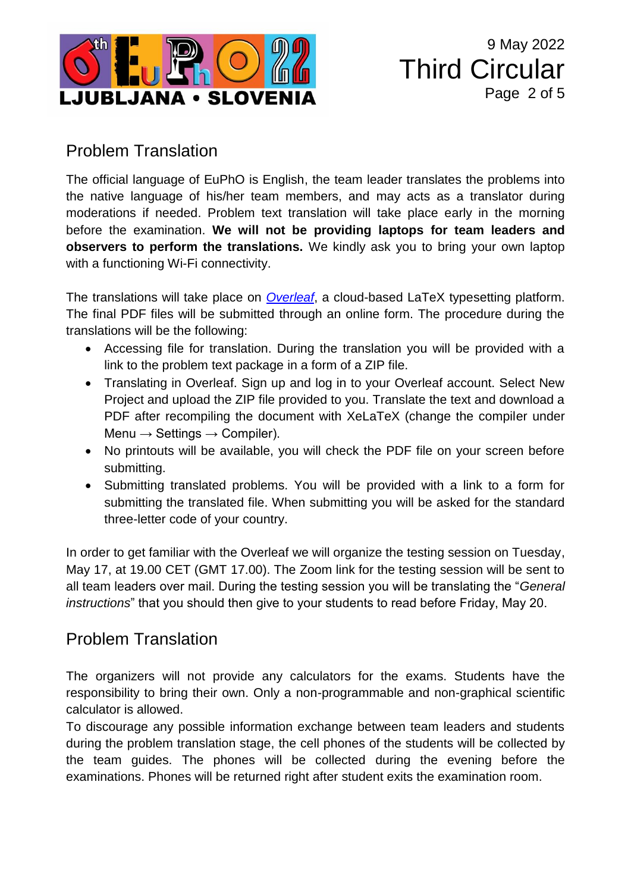## Problem Translation

The official language of EuPhO is English, the team leader translates the problems into the native language of his/her team members, and may acts as a translator during moderations if needed. Problem text translation will take place early in the morning before the examination. **We will not be providing laptops for team leaders and observers to perform the translations.** We kindly ask you to bring your own laptop with a functioning Wi-Fi connectivity.

The translations will take place on *Overleaf*, a cloud-based LaTeX typesetting platform. The final PDF files will be submitted through an online form. The procedure during the translations will be the following:

- Accessing file for translation. During the translation you will be provided with a link to the problem text package in a form of a ZIP file.
- Translating in Overleaf. Sign up and log in to your Overleaf account. Select New Project and upload the ZIP file provided to you. Translate the text and download a PDF after recompiling the document with XeLaTeX (change the compiler under Menu → Settings → Compiler).
- No printouts will be available, you will check the PDF file on your screen before submitting.
- Submitting translated problems. You will be provided with a link to a form for submitting the translated file. When submitting you will be asked for the standard three-letter code of your country.

In order to get familiar with the Overleaf we will organize the testing session on Tuesday, May 17, at 19.00 CET (GMT 17.00). The Zoom link for the testing session will be sent to all team leaders over mail. During the testing session you will be translating the "*General instructions*" that you should then give to your students to read before Friday, May 20.

## Problem Translation

The organizers will not provide any calculators for the exams. Students have the responsibility to bring their own. Only a non-programmable and non-graphical scientific calculator is allowed.

To discourage any possible information exchange between team leaders and students during the problem translation stage, the cell phones of the students will be collected by the team guides. The phones will be collected during the evening before the examinations. Phones will be returned right after student exits the examination room.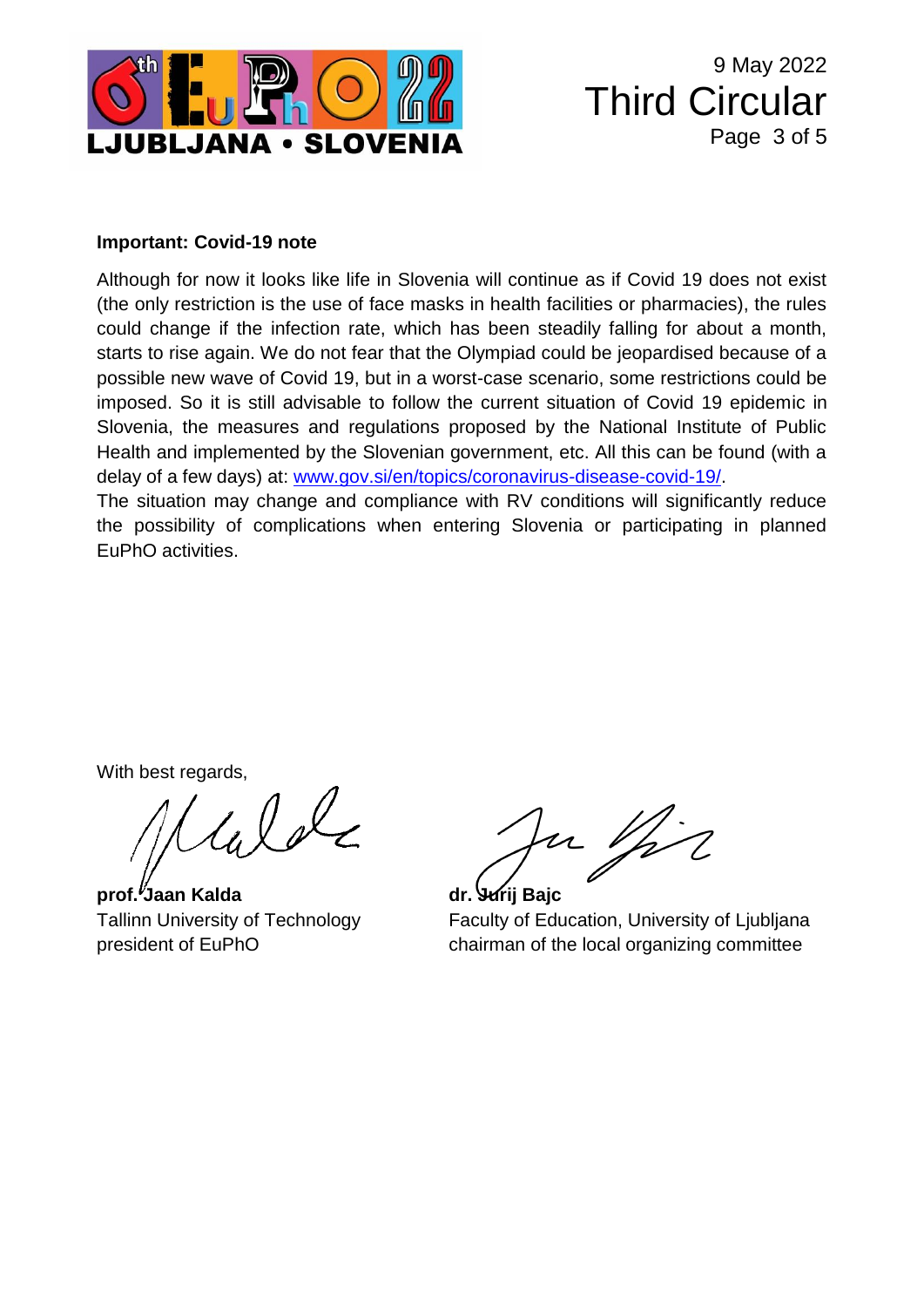**Important: Covid-19 note**

Although for now it looks like life in Slovenia will continue as if Covid 19 does not exist (the only restriction is the use of face masks in health facilities or pharmacies), the rules could change if the infection rate, which has been steadily falling for about a month, starts to rise again. We do not fear that the Olympiad could be jeopardised because of a possible new wave of Covid 19, but in a worst-case scenario, some restrictions could be imposed. So it is still advisable to follow the current situation of Covid 19 epidemic in Slovenia, the measures and regulations proposed by the National Institute of Public Health and implemented by the Slovenian government, etc. All this can be found (with a delay of a few days) at: [www.gov.si/en/topics/coronavirus-disease-covid-19/](http://www.gov.si/en/topics/coronavirus-disease-covid-19/).
The situation may change and compliance with RV conditions will significantly reduce the possibility of complications when entering Slovenia or participating in planned EuPhO activities.

With best regards,

**prof. Jaan Kalda**
Tallinn University of Technology
president of EuPhO

**dr. Jurij Bajc**
Faculty of Education, University of Ljubljana
chairman of the local organizing committee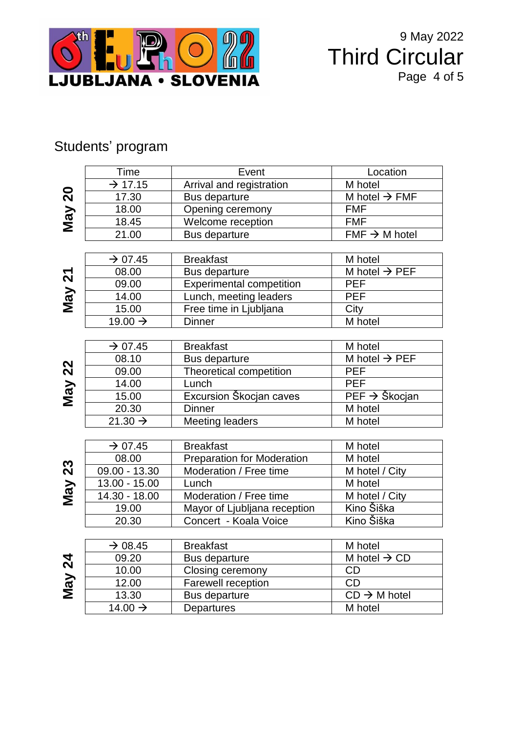## Students' program

| | Time | Event | Location |
|---|---|---|---|
| **May 20** | → 17.15 | Arrival and registration | M hotel |
| | 17.30 | Bus departure | M hotel → FMF |
| | 18.00 | Opening ceremony | FMF |
| | 18.45 | Welcome reception | FMF |
| | 21.00 | Bus departure | FMF → M hotel |
| **May 21** | → 07.45 | Breakfast | M hotel |
| | 08.00 | Bus departure | M hotel → PEF |
| | 09.00 | Experimental competition | PEF |
| | 14.00 | Lunch, meeting leaders | PEF |
| | 15.00 | Free time in Ljubljana | City |
| | 19.00 → | Dinner | M hotel |
| **May 22** | → 07.45 | Breakfast | M hotel |
| | 08.10 | Bus departure | M hotel → PEF |
| | 09.00 | Theoretical competition | PEF |
| | 14.00 | Lunch | PEF |
| | 15.00 | Excursion Škocjan caves | PEF → Škocjan |
| | 20.30 | Dinner | M hotel |
| | 21.30 → | Meeting leaders | M hotel |
| **May 23** | → 07.45 | Breakfast | M hotel |
| | 08.00 | Preparation for Moderation | M hotel |
| | 09.00 - 13.30 | Moderation / Free time | M hotel / City |
| | 13.00 - 15.00 | Lunch | M hotel |
| | 14.30 - 18.00 | Moderation / Free time | M hotel / City |
| | 19.00 | Mayor of Ljubljana reception | Kino Šiška |
| | 20.30 | Concert - Koala Voice | Kino Šiška |
| **May 24** | → 08.45 | Breakfast | M hotel |
| | 09.20 | Bus departure | M hotel → CD |
| | 10.00 | Closing ceremony | CD |
| | 12.00 | Farewell reception | CD |
| | 13.30 | Bus departure | CD → M hotel |
| | 14.00 → | Departures | M hotel |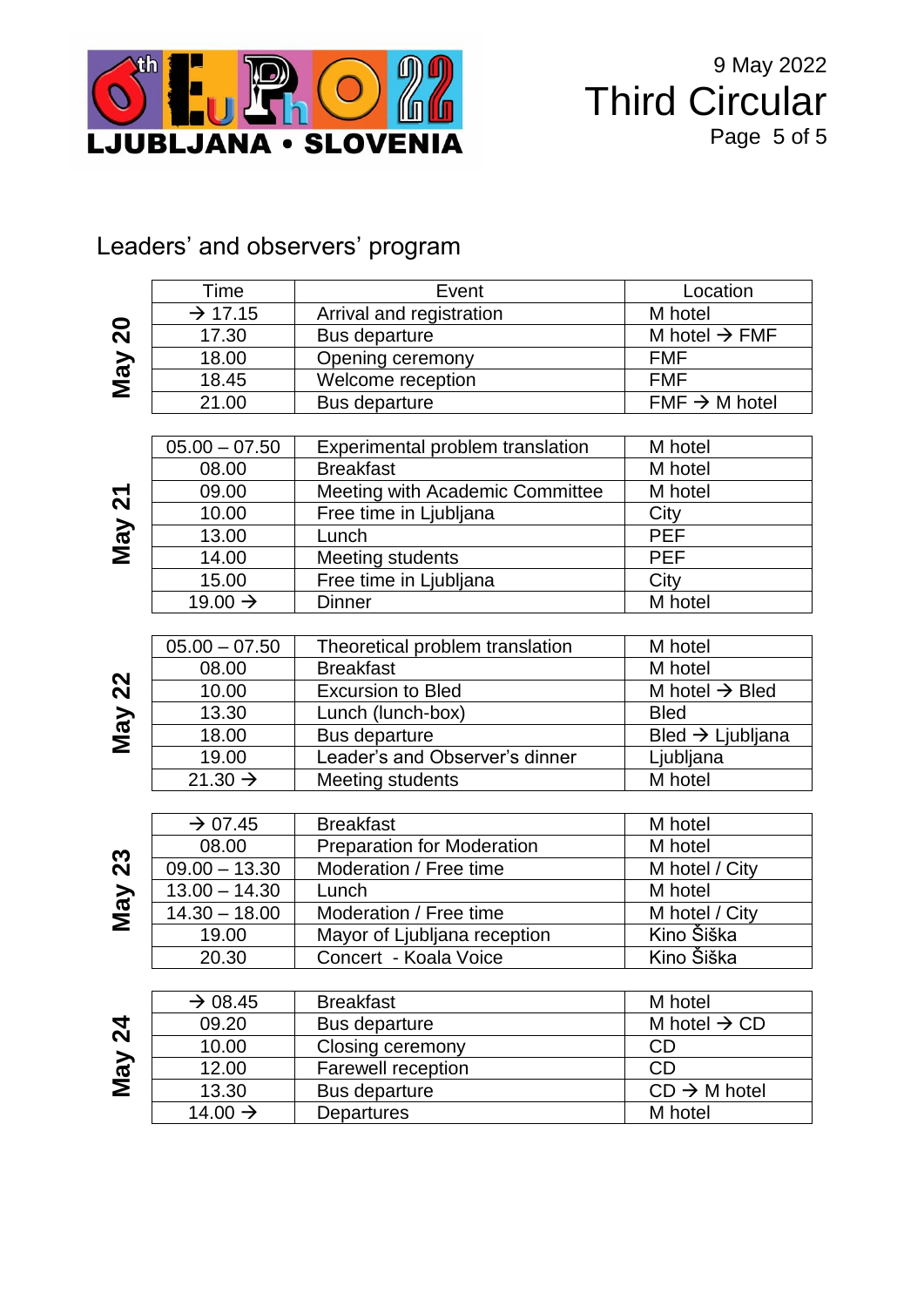## Leaders' and observers' program

| | Time | Event | Location |
|---|---|---|---|
| **May 20** | → 17.15 | Arrival and registration | M hotel |
| | 17.30 | Bus departure | M hotel → FMF |
| | 18.00 | Opening ceremony | FMF |
| | 18.45 | Welcome reception | FMF |
| | 21.00 | Bus departure | FMF → M hotel |
| **May 21** | 05.00 – 07.50 | Experimental problem translation | M hotel |
| | 08.00 | Breakfast | M hotel |
| | 09.00 | Meeting with Academic Committee | M hotel |
| | 10.00 | Free time in Ljubljana | City |
| | 13.00 | Lunch | PEF |
| | 14.00 | Meeting students | PEF |
| | 15.00 | Free time in Ljubljana | City |
| | 19.00 → | Dinner | M hotel |
| **May 22** | 05.00 – 07.50 | Theoretical problem translation | M hotel |
| | 08.00 | Breakfast | M hotel |
| | 10.00 | Excursion to Bled | M hotel → Bled |
| | 13.30 | Lunch (lunch-box) | Bled |
| | 18.00 | Bus departure | Bled → Ljubljana |
| | 19.00 | Leader's and Observer's dinner | Ljubljana |
| | 21.30 → | Meeting students | M hotel |
| **May 23** | → 07.45 | Breakfast | M hotel |
| | 08.00 | Preparation for Moderation | M hotel |
| | 09.00 – 13.30 | Moderation / Free time | M hotel / City |
| | 13.00 – 14.30 | Lunch | M hotel |
| | 14.30 – 18.00 | Moderation / Free time | M hotel / City |
| | 19.00 | Mayor of Ljubljana reception | Kino Šiška |
| | 20.30 | Concert - Koala Voice | Kino Šiška |
| **May 24** | → 08.45 | Breakfast | M hotel |
| | 09.20 | Bus departure | M hotel → CD |
| | 10.00 | Closing ceremony | CD |
| | 12.00 | Farewell reception | CD |
| | 13.30 | Bus departure | CD → M hotel |
| | 14.00 → | Departures | M hotel |